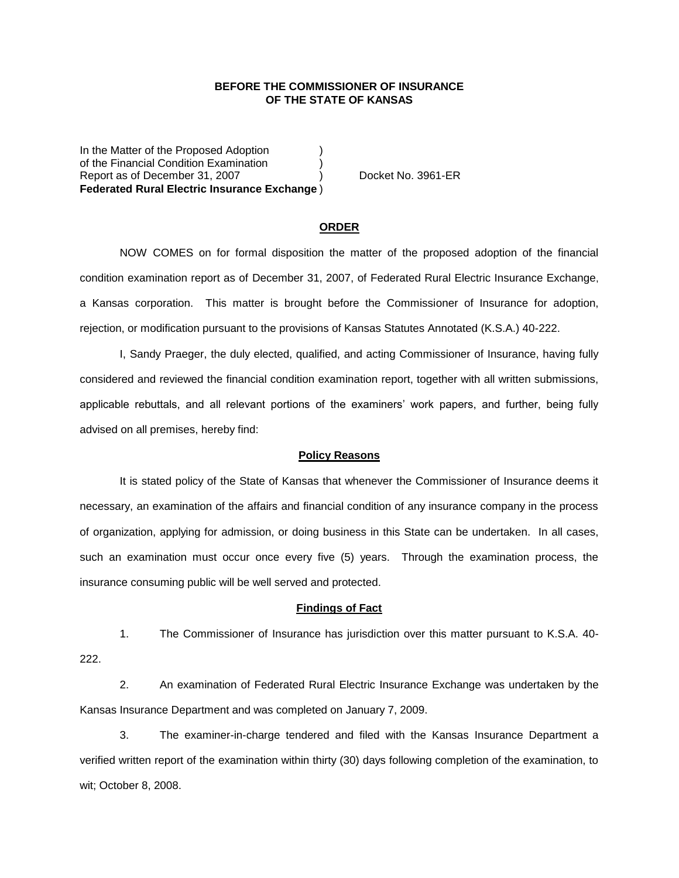**BEFORE THE COMMISSIONER OF INSURANCE**
**OF THE STATE OF KANSAS**

In the Matter of the Proposed Adoption )
of the Financial Condition Examination )
Report as of December 31, 2007 ) Docket No. 3961-ER
**Federated Rural Electric Insurance Exchange** )

## ORDER

NOW COMES on for formal disposition the matter of the proposed adoption of the financial condition examination report as of December 31, 2007, of Federated Rural Electric Insurance Exchange, a Kansas corporation. This matter is brought before the Commissioner of Insurance for adoption, rejection, or modification pursuant to the provisions of Kansas Statutes Annotated (K.S.A.) 40-222.

I, Sandy Praeger, the duly elected, qualified, and acting Commissioner of Insurance, having fully considered and reviewed the financial condition examination report, together with all written submissions, applicable rebuttals, and all relevant portions of the examiners' work papers, and further, being fully advised on all premises, hereby find:

### Policy Reasons

It is stated policy of the State of Kansas that whenever the Commissioner of Insurance deems it necessary, an examination of the affairs and financial condition of any insurance company in the process of organization, applying for admission, or doing business in this State can be undertaken. In all cases, such an examination must occur once every five (5) years. Through the examination process, the insurance consuming public will be well served and protected.

### Findings of Fact

1. The Commissioner of Insurance has jurisdiction over this matter pursuant to K.S.A. 40-222.

2. An examination of Federated Rural Electric Insurance Exchange was undertaken by the Kansas Insurance Department and was completed on January 7, 2009.

3. The examiner-in-charge tendered and filed with the Kansas Insurance Department a verified written report of the examination within thirty (30) days following completion of the examination, to wit; October 8, 2008.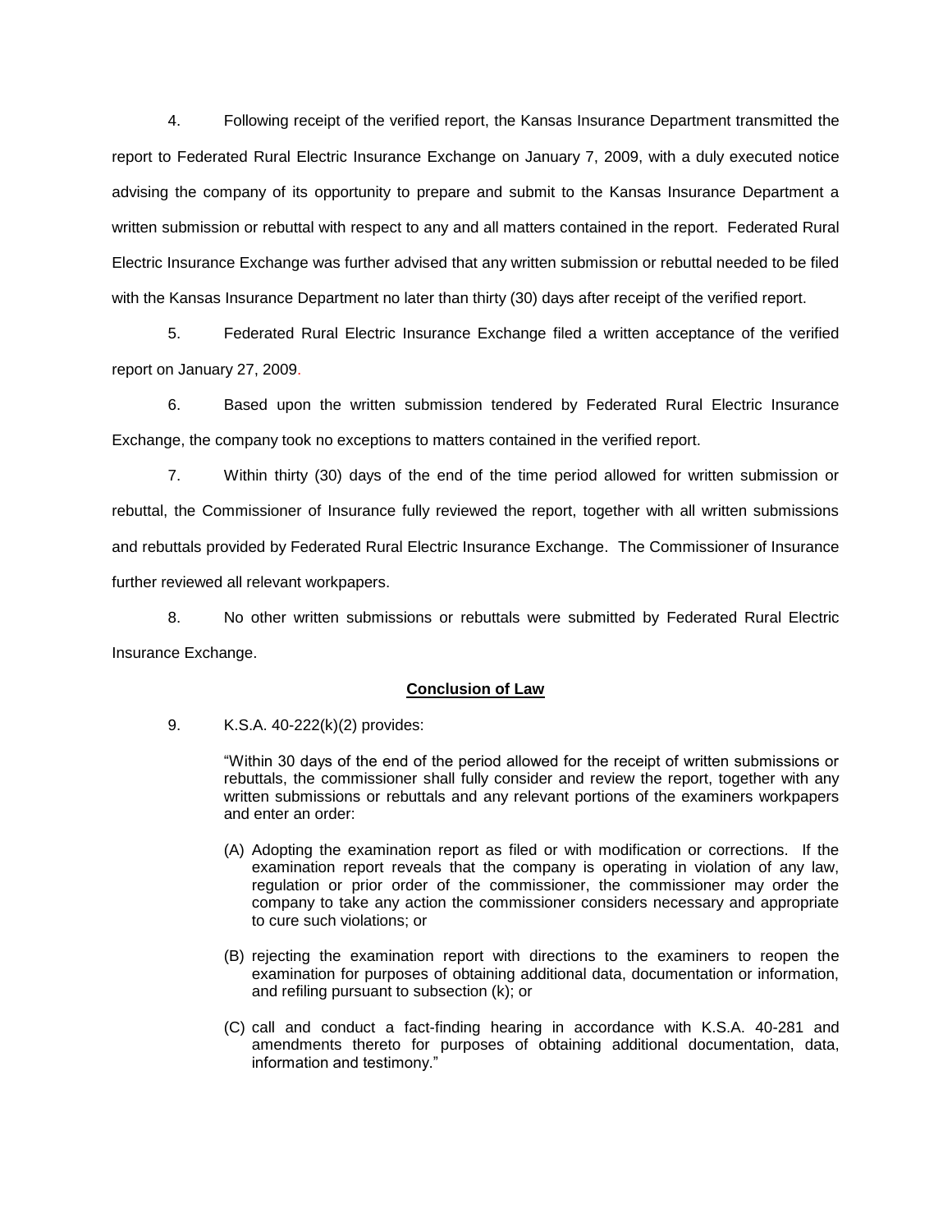4. Following receipt of the verified report, the Kansas Insurance Department transmitted the report to Federated Rural Electric Insurance Exchange on January 7, 2009, with a duly executed notice advising the company of its opportunity to prepare and submit to the Kansas Insurance Department a written submission or rebuttal with respect to any and all matters contained in the report. Federated Rural Electric Insurance Exchange was further advised that any written submission or rebuttal needed to be filed with the Kansas Insurance Department no later than thirty (30) days after receipt of the verified report.

5. Federated Rural Electric Insurance Exchange filed a written acceptance of the verified report on January 27, 2009.

6. Based upon the written submission tendered by Federated Rural Electric Insurance Exchange, the company took no exceptions to matters contained in the verified report.

7. Within thirty (30) days of the end of the time period allowed for written submission or rebuttal, the Commissioner of Insurance fully reviewed the report, together with all written submissions and rebuttals provided by Federated Rural Electric Insurance Exchange. The Commissioner of Insurance further reviewed all relevant workpapers.

8. No other written submissions or rebuttals were submitted by Federated Rural Electric Insurance Exchange.

## Conclusion of Law

9. K.S.A. 40-222(k)(2) provides:

> "Within 30 days of the end of the period allowed for the receipt of written submissions or rebuttals, the commissioner shall fully consider and review the report, together with any written submissions or rebuttals and any relevant portions of the examiners workpapers and enter an order:
>
> (A) Adopting the examination report as filed or with modification or corrections. If the examination report reveals that the company is operating in violation of any law, regulation or prior order of the commissioner, the commissioner may order the company to take any action the commissioner considers necessary and appropriate to cure such violations; or
>
> (B) rejecting the examination report with directions to the examiners to reopen the examination for purposes of obtaining additional data, documentation or information, and refiling pursuant to subsection (k); or
>
> (C) call and conduct a fact-finding hearing in accordance with K.S.A. 40-281 and amendments thereto for purposes of obtaining additional documentation, data, information and testimony."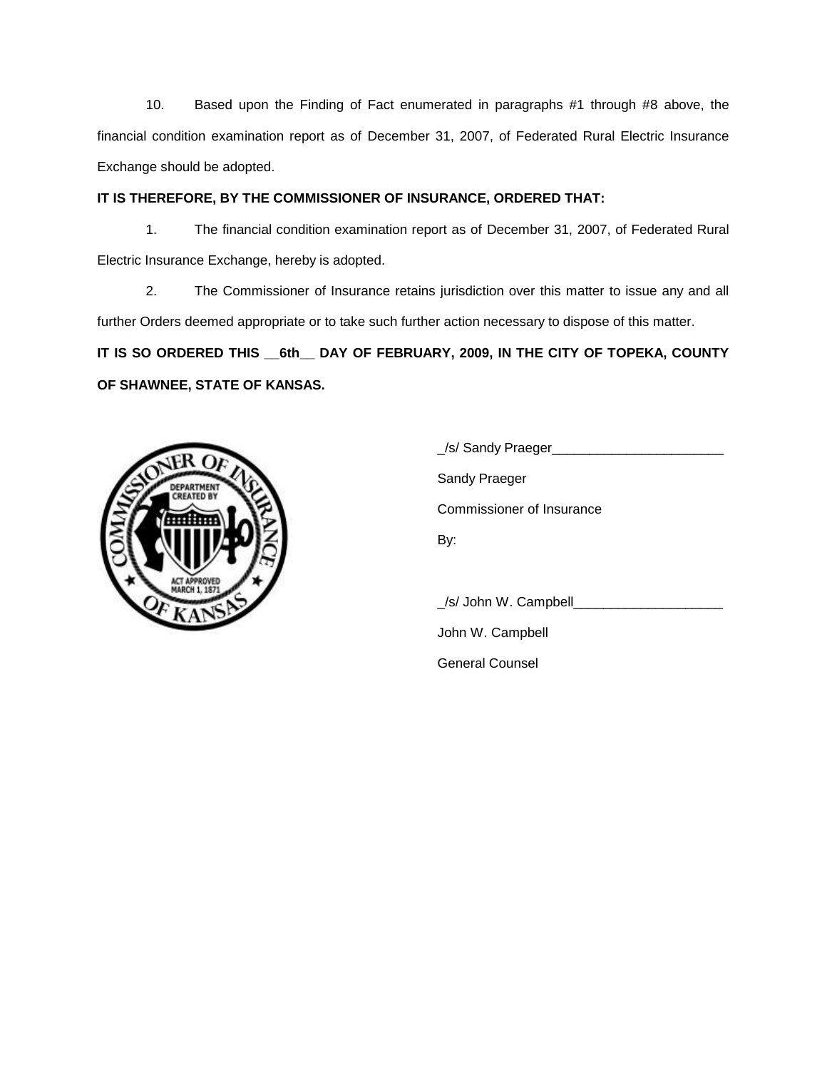10. Based upon the Finding of Fact enumerated in paragraphs #1 through #8 above, the financial condition examination report as of December 31, 2007, of Federated Rural Electric Insurance Exchange should be adopted.

**IT IS THEREFORE, BY THE COMMISSIONER OF INSURANCE, ORDERED THAT:**

1. The financial condition examination report as of December 31, 2007, of Federated Rural Electric Insurance Exchange, hereby is adopted.

2. The Commissioner of Insurance retains jurisdiction over this matter to issue any and all further Orders deemed appropriate or to take such further action necessary to dispose of this matter.

**IT IS SO ORDERED THIS __6th__ DAY OF FEBRUARY, 2009, IN THE CITY OF TOPEKA, COUNTY OF SHAWNEE, STATE OF KANSAS.**

_/s/ Sandy Praeger_______________________

Sandy Praeger

Commissioner of Insurance

By:

_/s/ John W. Campbell____________________

John W. Campbell

General Counsel